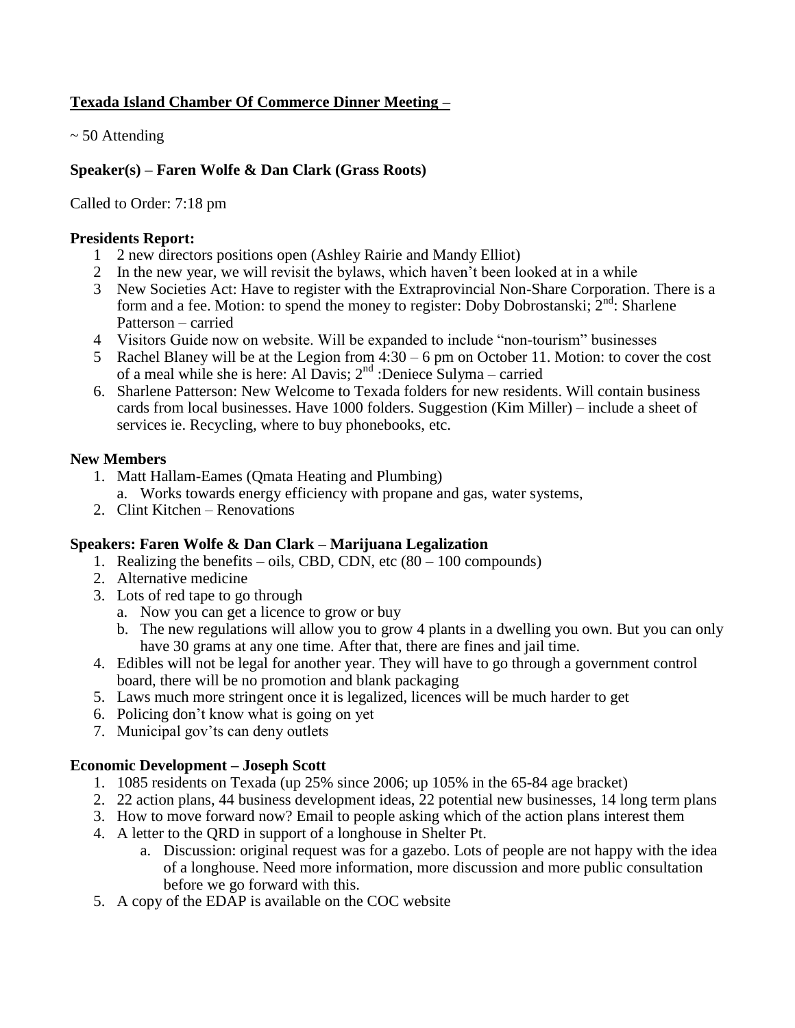**Texada Island Chamber Of Commerce Dinner Meeting –**

~ 50 Attending

**Speaker(s) – Faren Wolfe & Dan Clark (Grass Roots)**

Called to Order: 7:18 pm

**Presidents Report:**

1 2 new directors positions open (Ashley Rairie and Mandy Elliot)
2 In the new year, we will revisit the bylaws, which haven't been looked at in a while
3 New Societies Act: Have to register with the Extraprovincial Non-Share Corporation. There is a form and a fee. Motion: to spend the money to register: Doby Dobrostanski; 2nd: Sharlene Patterson – carried
4 Visitors Guide now on website. Will be expanded to include "non-tourism" businesses
5 Rachel Blaney will be at the Legion from 4:30 – 6 pm on October 11. Motion: to cover the cost of a meal while she is here: Al Davis; 2nd :Deniece Sulyma – carried
6. Sharlene Patterson: New Welcome to Texada folders for new residents. Will contain business cards from local businesses. Have 1000 folders. Suggestion (Kim Miller) – include a sheet of services ie. Recycling, where to buy phonebooks, etc.

**New Members**

1. Matt Hallam-Eames (Qmata Heating and Plumbing)
   a. Works towards energy efficiency with propane and gas, water systems,
2. Clint Kitchen – Renovations

**Speakers: Faren Wolfe & Dan Clark – Marijuana Legalization**

1. Realizing the benefits – oils, CBD, CDN, etc (80 – 100 compounds)
2. Alternative medicine
3. Lots of red tape to go through
   a. Now you can get a licence to grow or buy
   b. The new regulations will allow you to grow 4 plants in a dwelling you own. But you can only have 30 grams at any one time. After that, there are fines and jail time.
4. Edibles will not be legal for another year. They will have to go through a government control board, there will be no promotion and blank packaging
5. Laws much more stringent once it is legalized, licences will be much harder to get
6. Policing don't know what is going on yet
7. Municipal gov'ts can deny outlets

**Economic Development – Joseph Scott**

1. 1085 residents on Texada (up 25% since 2006; up 105% in the 65-84 age bracket)
2. 22 action plans, 44 business development ideas, 22 potential new businesses, 14 long term plans
3. How to move forward now? Email to people asking which of the action plans interest them
4. A letter to the QRD in support of a longhouse in Shelter Pt.
   a. Discussion: original request was for a gazebo. Lots of people are not happy with the idea of a longhouse. Need more information, more discussion and more public consultation before we go forward with this.
5. A copy of the EDAP is available on the COC website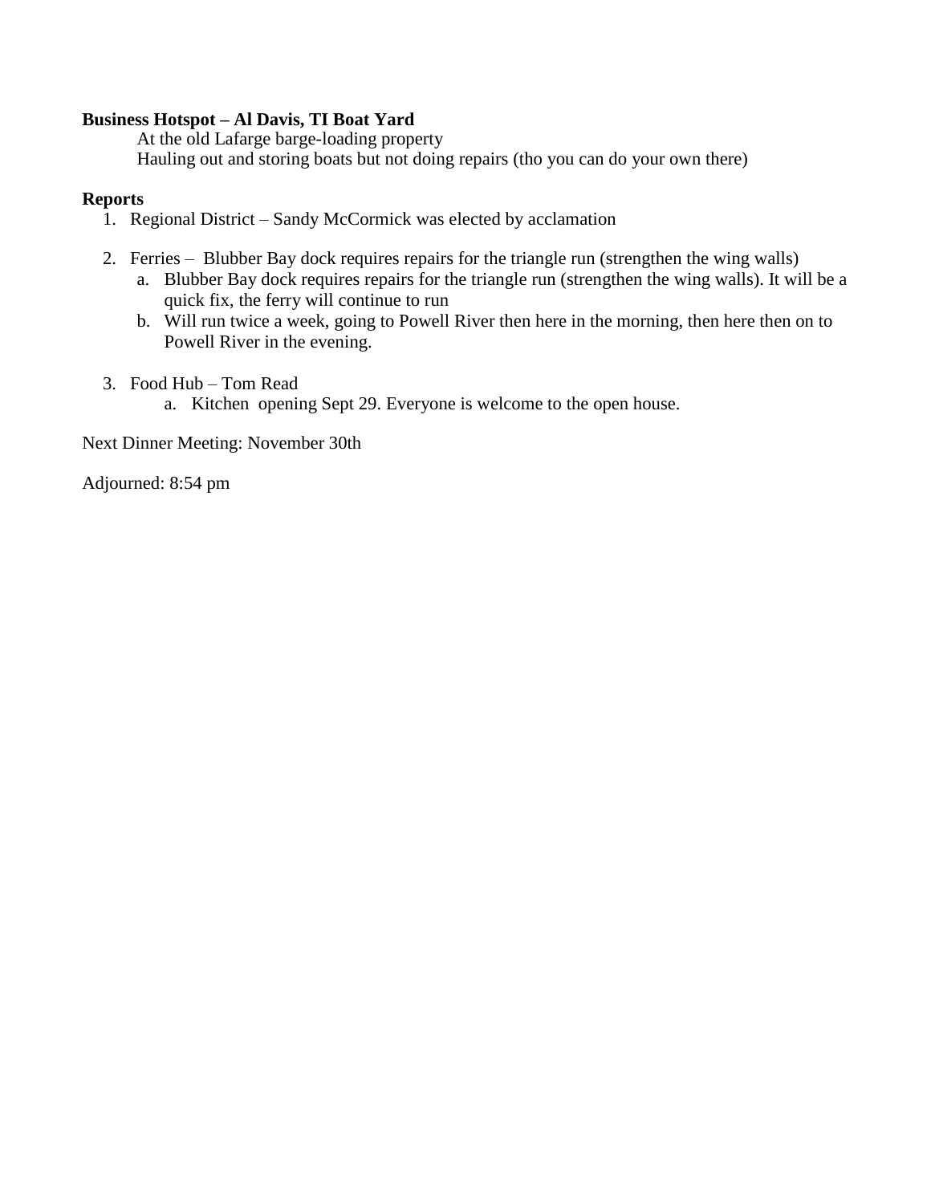**Business Hotspot – Al Davis, TI Boat Yard**

At the old Lafarge barge-loading property

Hauling out and storing boats but not doing repairs (tho you can do your own there)

**Reports**

1. Regional District – Sandy McCormick was elected by acclamation

2. Ferries – Blubber Bay dock requires repairs for the triangle run (strengthen the wing walls)
   a. Blubber Bay dock requires repairs for the triangle run (strengthen the wing walls). It will be a quick fix, the ferry will continue to run
   b. Will run twice a week, going to Powell River then here in the morning, then here then on to Powell River in the evening.

3. Food Hub – Tom Read
   a. Kitchen opening Sept 29. Everyone is welcome to the open house.

Next Dinner Meeting: November 30th

Adjourned: 8:54 pm